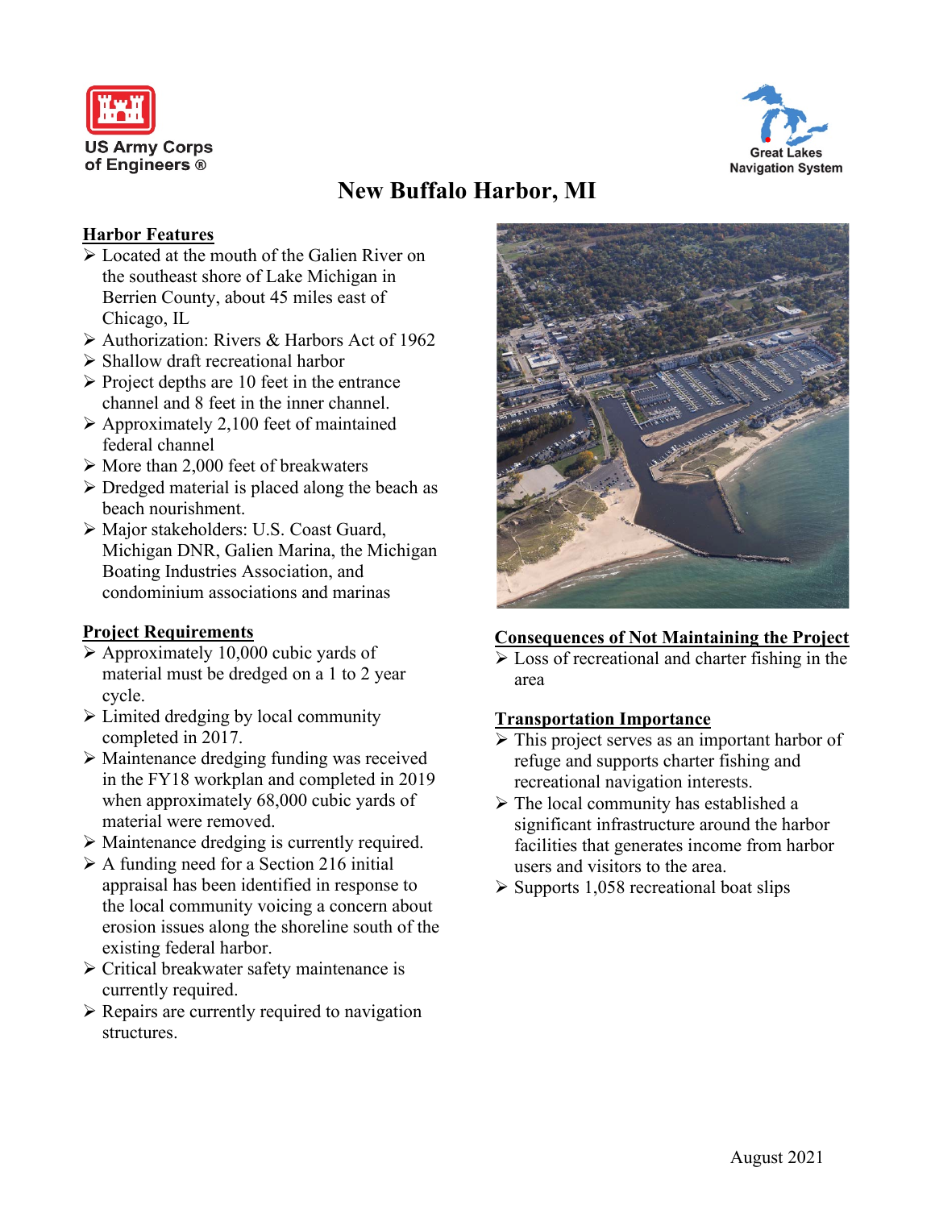US Army Corps of Engineers ®

Great Lakes Navigation System

# New Buffalo Harbor, MI

## Harbor Features

- Located at the mouth of the Galien River on the southeast shore of Lake Michigan in Berrien County, about 45 miles east of Chicago, IL
- Authorization: Rivers & Harbors Act of 1962
- Shallow draft recreational harbor
- Project depths are 10 feet in the entrance channel and 8 feet in the inner channel.
- Approximately 2,100 feet of maintained federal channel
- More than 2,000 feet of breakwaters
- Dredged material is placed along the beach as beach nourishment.
- Major stakeholders: U.S. Coast Guard, Michigan DNR, Galien Marina, the Michigan Boating Industries Association, and condominium associations and marinas

## Project Requirements

- Approximately 10,000 cubic yards of material must be dredged on a 1 to 2 year cycle.
- Limited dredging by local community completed in 2017.
- Maintenance dredging funding was received in the FY18 workplan and completed in 2019 when approximately 68,000 cubic yards of material were removed.
- Maintenance dredging is currently required.
- A funding need for a Section 216 initial appraisal has been identified in response to the local community voicing a concern about erosion issues along the shoreline south of the existing federal harbor.
- Critical breakwater safety maintenance is currently required.
- Repairs are currently required to navigation structures.

## Consequences of Not Maintaining the Project

- Loss of recreational and charter fishing in the area

## Transportation Importance

- This project serves as an important harbor of refuge and supports charter fishing and recreational navigation interests.
- The local community has established a significant infrastructure around the harbor facilities that generates income from harbor users and visitors to the area.
- Supports 1,058 recreational boat slips

August 2021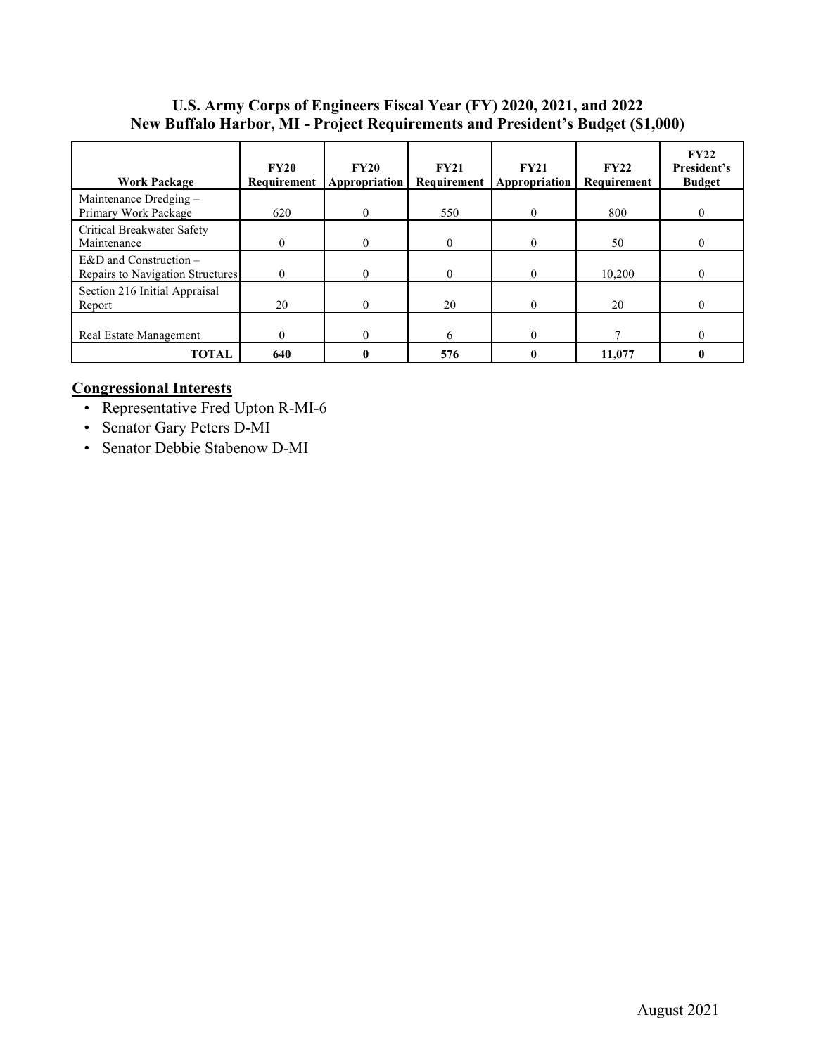**U.S. Army Corps of Engineers Fiscal Year (FY) 2020, 2021, and 2022**
**New Buffalo Harbor, MI - Project Requirements and President's Budget ($1,000)**

| Work Package | FY20 Requirement | FY20 Appropriation | FY21 Requirement | FY21 Appropriation | FY22 Requirement | FY22 President's Budget |
|---|---|---|---|---|---|---|
| Maintenance Dredging – Primary Work Package | 620 | 0 | 550 | 0 | 800 | 0 |
| Critical Breakwater Safety Maintenance | 0 | 0 | 0 | 0 | 50 | 0 |
| E&D and Construction – Repairs to Navigation Structures | 0 | 0 | 0 | 0 | 10,200 | 0 |
| Section 216 Initial Appraisal Report | 20 | 0 | 20 | 0 | 20 | 0 |
| Real Estate Management | 0 | 0 | 6 | 0 | 7 | 0 |
| **TOTAL** | **640** | **0** | **576** | **0** | **11,077** | **0** |

## Congressional Interests

- Representative Fred Upton R-MI-6
- Senator Gary Peters D-MI
- Senator Debbie Stabenow D-MI

August 2021